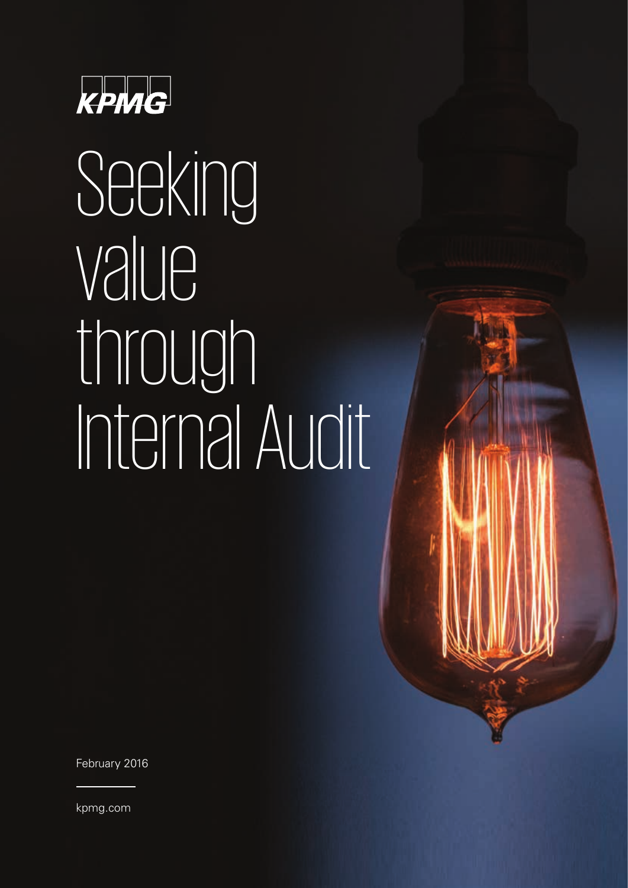KPMG

# Seeking value through Internal Audit

February 2016

kpmg.com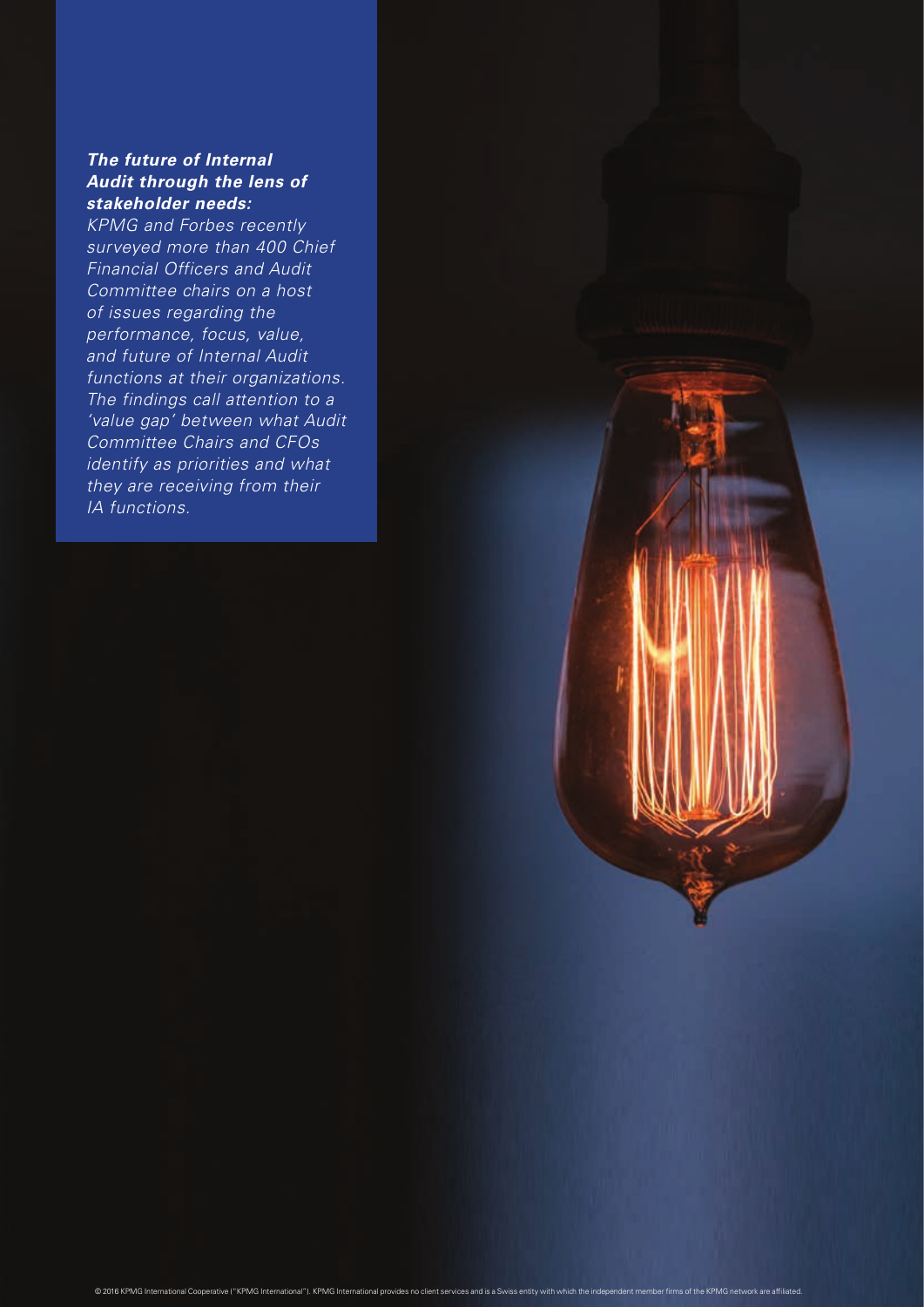***The future of Internal Audit through the lens of stakeholder needs:***

*KPMG and Forbes recently surveyed more than 400 Chief Financial Officers and Audit Committee chairs on a host of issues regarding the performance, focus, value, and future of Internal Audit functions at their organizations. The findings call attention to a 'value gap' between what Audit Committee Chairs and CFOs identify as priorities and what they are receiving from their IA functions.*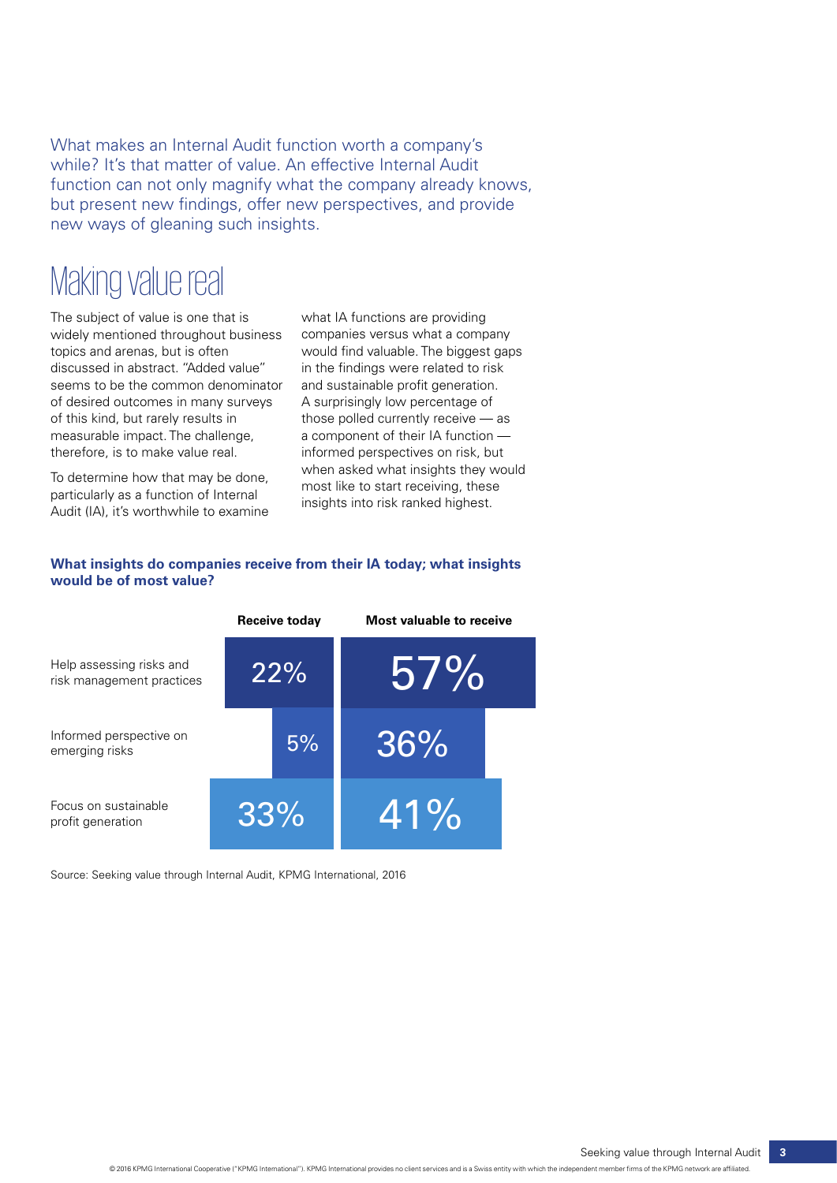What makes an Internal Audit function worth a company's while? It's that matter of value. An effective Internal Audit function can not only magnify what the company already knows, but present new findings, offer new perspectives, and provide new ways of gleaning such insights.

# Making value real

The subject of value is one that is widely mentioned throughout business topics and arenas, but is often discussed in abstract. "Added value" seems to be the common denominator of desired outcomes in many surveys of this kind, but rarely results in measurable impact. The challenge, therefore, is to make value real.

To determine how that may be done, particularly as a function of Internal Audit (IA), it's worthwhile to examine what IA functions are providing companies versus what a company would find valuable. The biggest gaps in the findings were related to risk and sustainable profit generation. A surprisingly low percentage of those polled currently receive — as a component of their IA function — informed perspectives on risk, but when asked what insights they would most like to start receiving, these insights into risk ranked highest.

**What insights do companies receive from their IA today; what insights would be of most value?**

| | Receive today | Most valuable to receive |
|---|---|---|
| Help assessing risks and risk management practices | 22% | 57% |
| Informed perspective on emerging risks | 5% | 36% |
| Focus on sustainable profit generation | 33% | 41% |

Source: Seeking value through Internal Audit, KPMG International, 2016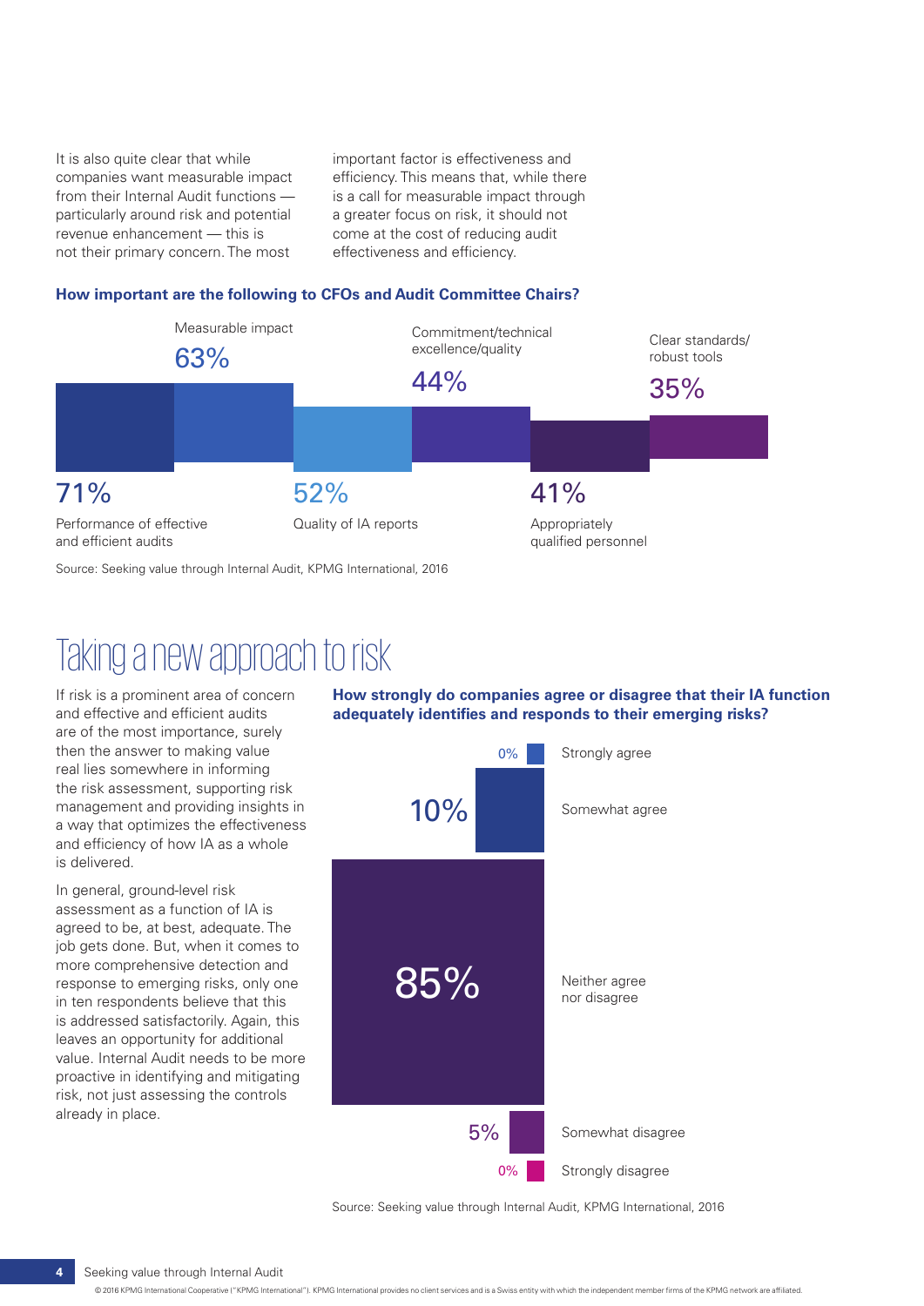It is also quite clear that while companies want measurable impact from their Internal Audit functions — particularly around risk and potential revenue enhancement — this is not their primary concern. The most important factor is effectiveness and efficiency. This means that, while there is a call for measurable impact through a greater focus on risk, it should not come at the cost of reducing audit effectiveness and efficiency.

**How important are the following to CFOs and Audit Committee Chairs?**

| Factor | % |
|---|---|
| Performance of effective and efficient audits | 71% |
| Measurable impact | 63% |
| Quality of IA reports | 52% |
| Commitment/technical excellence/quality | 44% |
| Appropriately qualified personnel | 41% |
| Clear standards/ robust tools | 35% |

Source: Seeking value through Internal Audit, KPMG International, 2016

# Taking a new approach to risk

If risk is a prominent area of concern and effective and efficient audits are of the most importance, surely then the answer to making value real lies somewhere in informing the risk assessment, supporting risk management and providing insights in a way that optimizes the effectiveness and efficiency of how IA as a whole is delivered.

In general, ground-level risk assessment as a function of IA is agreed to be, at best, adequate. The job gets done. But, when it comes to more comprehensive detection and response to emerging risks, only one in ten respondents believe that this is addressed satisfactorily. Again, this leaves an opportunity for additional value. Internal Audit needs to be more proactive in identifying and mitigating risk, not just assessing the controls already in place.

**How strongly do companies agree or disagree that their IA function adequately identifies and responds to their emerging risks?**

| Response | % |
|---|---|
| Strongly agree | 0% |
| Somewhat agree | 10% |
| Neither agree nor disagree | 85% |
| Somewhat disagree | 5% |
| Strongly disagree | 0% |

Source: Seeking value through Internal Audit, KPMG International, 2016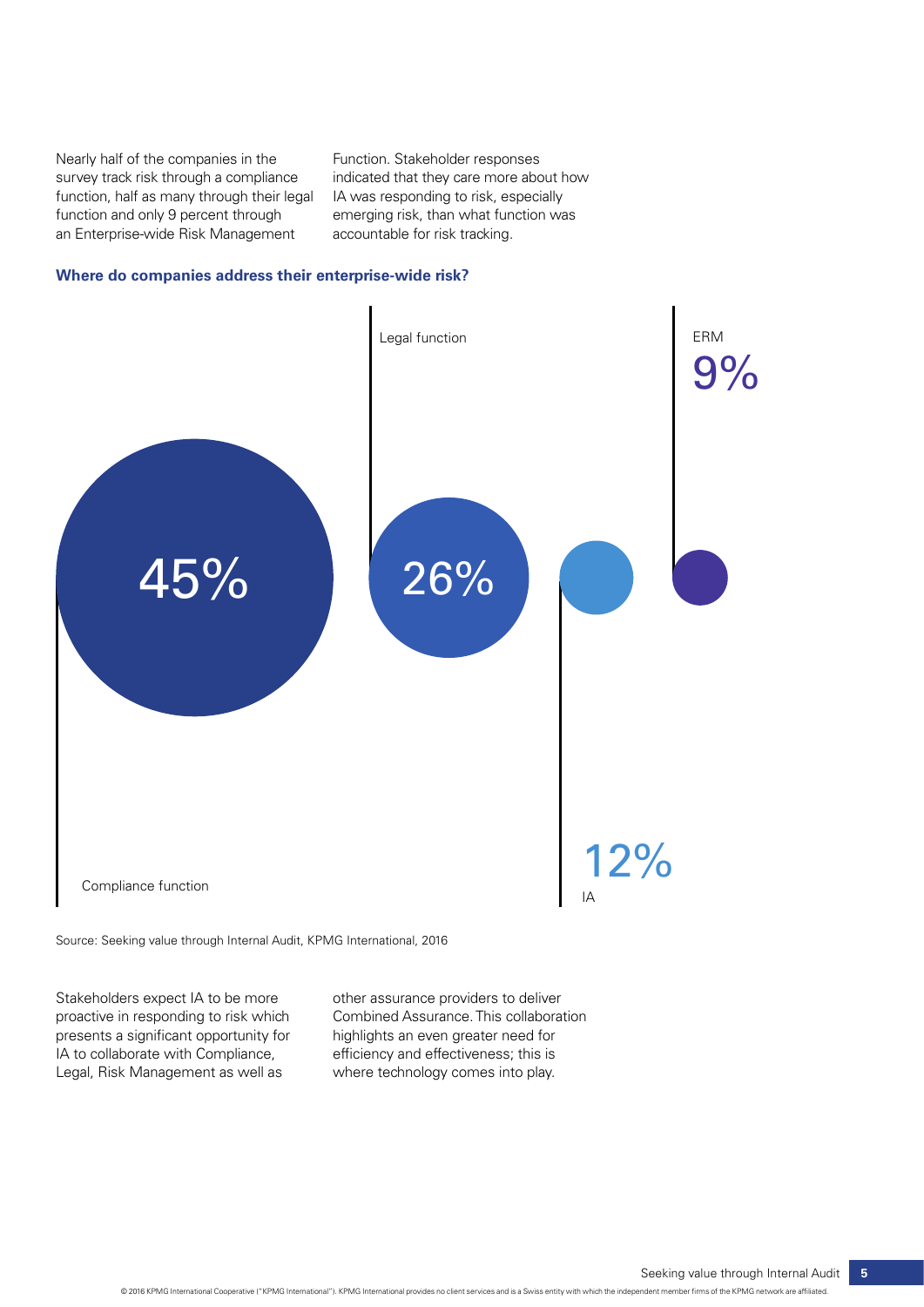Nearly half of the companies in the survey track risk through a compliance function, half as many through their legal function and only 9 percent through an Enterprise-wide Risk Management Function. Stakeholder responses indicated that they care more about how IA was responding to risk, especially emerging risk, than what function was accountable for risk tracking.

**Where do companies address their enterprise-wide risk?**

| Function | Percentage |
| --- | --- |
| Compliance function | 45% |
| Legal function | 26% |
| IA | 12% |
| ERM | 9% |

Source: Seeking value through Internal Audit, KPMG International, 2016

Stakeholders expect IA to be more proactive in responding to risk which presents a significant opportunity for IA to collaborate with Compliance, Legal, Risk Management as well as other assurance providers to deliver Combined Assurance. This collaboration highlights an even greater need for efficiency and effectiveness; this is where technology comes into play.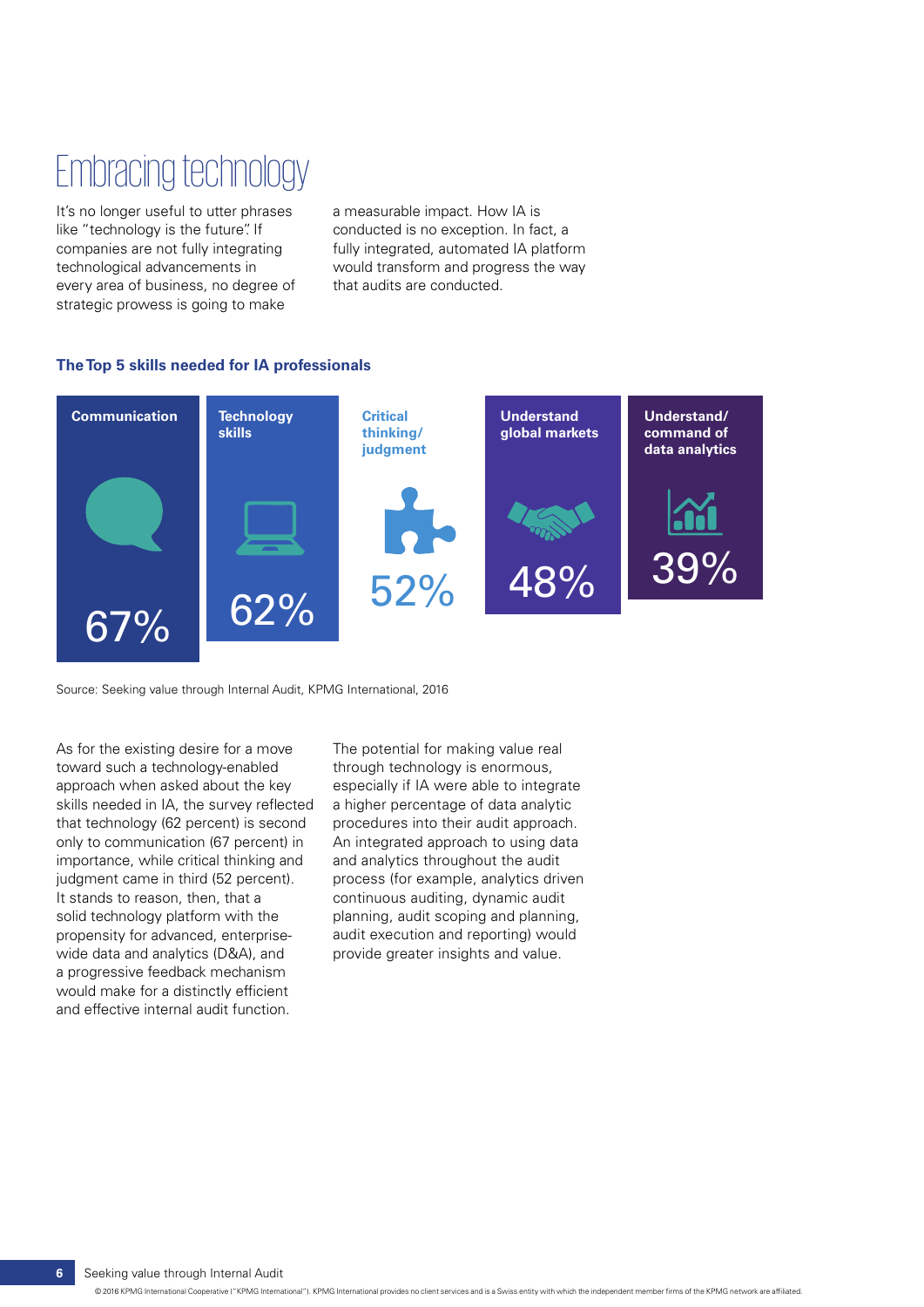# Embracing technology

It's no longer useful to utter phrases like "technology is the future". If companies are not fully integrating technological advancements in every area of business, no degree of strategic prowess is going to make a measurable impact. How IA is conducted is no exception. In fact, a fully integrated, automated IA platform would transform and progress the way that audits are conducted.

### The Top 5 skills needed for IA professionals

| Skill | Percentage |
|---|---|
| Communication | 67% |
| Technology skills | 62% |
| Critical thinking/ judgment | 52% |
| Understand global markets | 48% |
| Understand/ command of data analytics | 39% |

Source: Seeking value through Internal Audit, KPMG International, 2016

As for the existing desire for a move toward such a technology-enabled approach when asked about the key skills needed in IA, the survey reflected that technology (62 percent) is second only to communication (67 percent) in importance, while critical thinking and judgment came in third (52 percent). It stands to reason, then, that a solid technology platform with the propensity for advanced, enterprise-wide data and analytics (D&A), and a progressive feedback mechanism would make for a distinctly efficient and effective internal audit function.

The potential for making value real through technology is enormous, especially if IA were able to integrate a higher percentage of data analytic procedures into their audit approach. An integrated approach to using data and analytics throughout the audit process (for example, analytics driven continuous auditing, dynamic audit planning, audit scoping and planning, audit execution and reporting) would provide greater insights and value.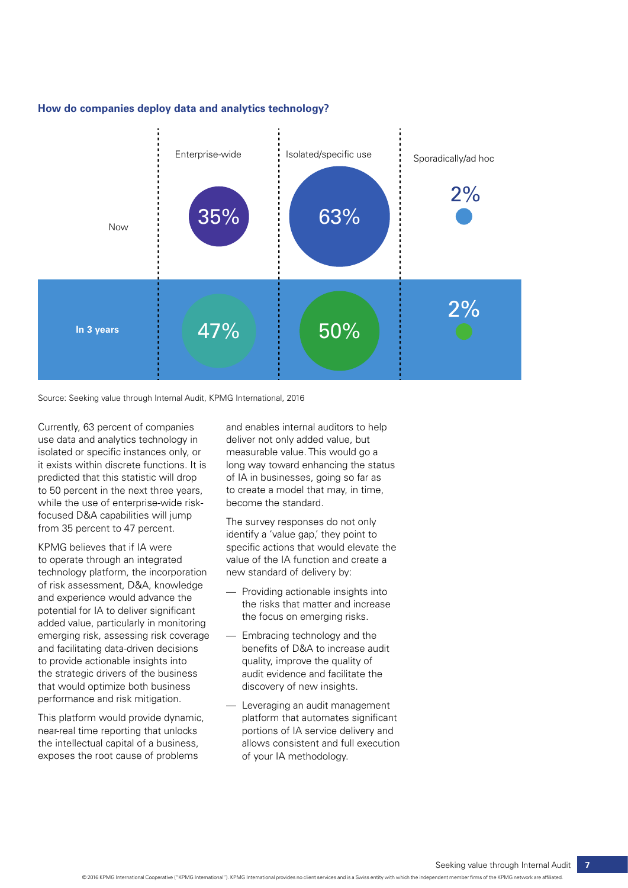### How do companies deploy data and analytics technology?

| | Enterprise-wide | Isolated/specific use | Sporadically/ad hoc |
| --- | --- | --- | --- |
| Now | 35% | 63% | 2% |
| **In 3 years** | 47% | 50% | 2% |

Source: Seeking value through Internal Audit, KPMG International, 2016

Currently, 63 percent of companies use data and analytics technology in isolated or specific instances only, or it exists within discrete functions. It is predicted that this statistic will drop to 50 percent in the next three years, while the use of enterprise-wide risk-focused D&A capabilities will jump from 35 percent to 47 percent.

KPMG believes that if IA were to operate through an integrated technology platform, the incorporation of risk assessment, D&A, knowledge and experience would advance the potential for IA to deliver significant added value, particularly in monitoring emerging risk, assessing risk coverage and facilitating data-driven decisions to provide actionable insights into the strategic drivers of the business that would optimize both business performance and risk mitigation.

This platform would provide dynamic, near-real time reporting that unlocks the intellectual capital of a business, exposes the root cause of problems and enables internal auditors to help deliver not only added value, but measurable value. This would go a long way toward enhancing the status of IA in businesses, going so far as to create a model that may, in time, become the standard.

The survey responses do not only identify a 'value gap,' they point to specific actions that would elevate the value of the IA function and create a new standard of delivery by:

- Providing actionable insights into the risks that matter and increase the focus on emerging risks.
- Embracing technology and the benefits of D&A to increase audit quality, improve the quality of audit evidence and facilitate the discovery of new insights.
- Leveraging an audit management platform that automates significant portions of IA service delivery and allows consistent and full execution of your IA methodology.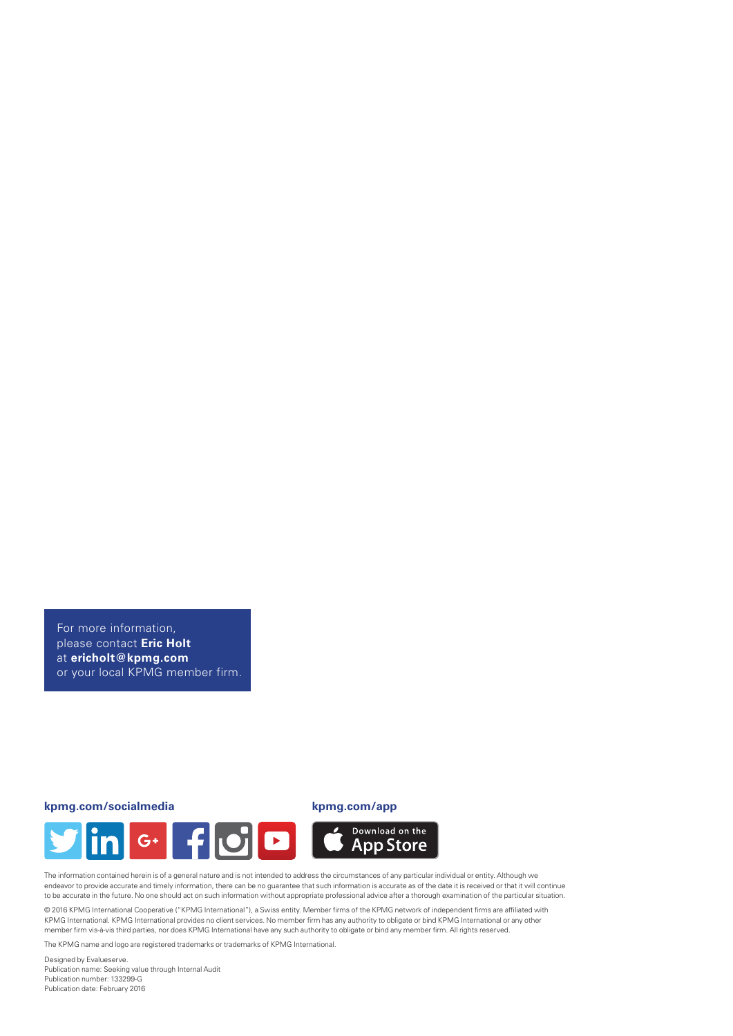For more information, please contact **Eric Holt** at **ericholt@kpmg.com** or your local KPMG member firm.

**kpmg.com/socialmedia**

**kpmg.com/app**

Download on the App Store

The information contained herein is of a general nature and is not intended to address the circumstances of any particular individual or entity. Although we endeavor to provide accurate and timely information, there can be no guarantee that such information is accurate as of the date it is received or that it will continue to be accurate in the future. No one should act on such information without appropriate professional advice after a thorough examination of the particular situation.

© 2016 KPMG International Cooperative ("KPMG International"), a Swiss entity. Member firms of the KPMG network of independent firms are affiliated with KPMG International. KPMG International provides no client services. No member firm has any authority to obligate or bind KPMG International or any other member firm vis-à-vis third parties, nor does KPMG International have any such authority to obligate or bind any member firm. All rights reserved.

The KPMG name and logo are registered trademarks or trademarks of KPMG International.

Designed by Evalueserve.
Publication name: Seeking value through Internal Audit
Publication number: 133299-G
Publication date: February 2016